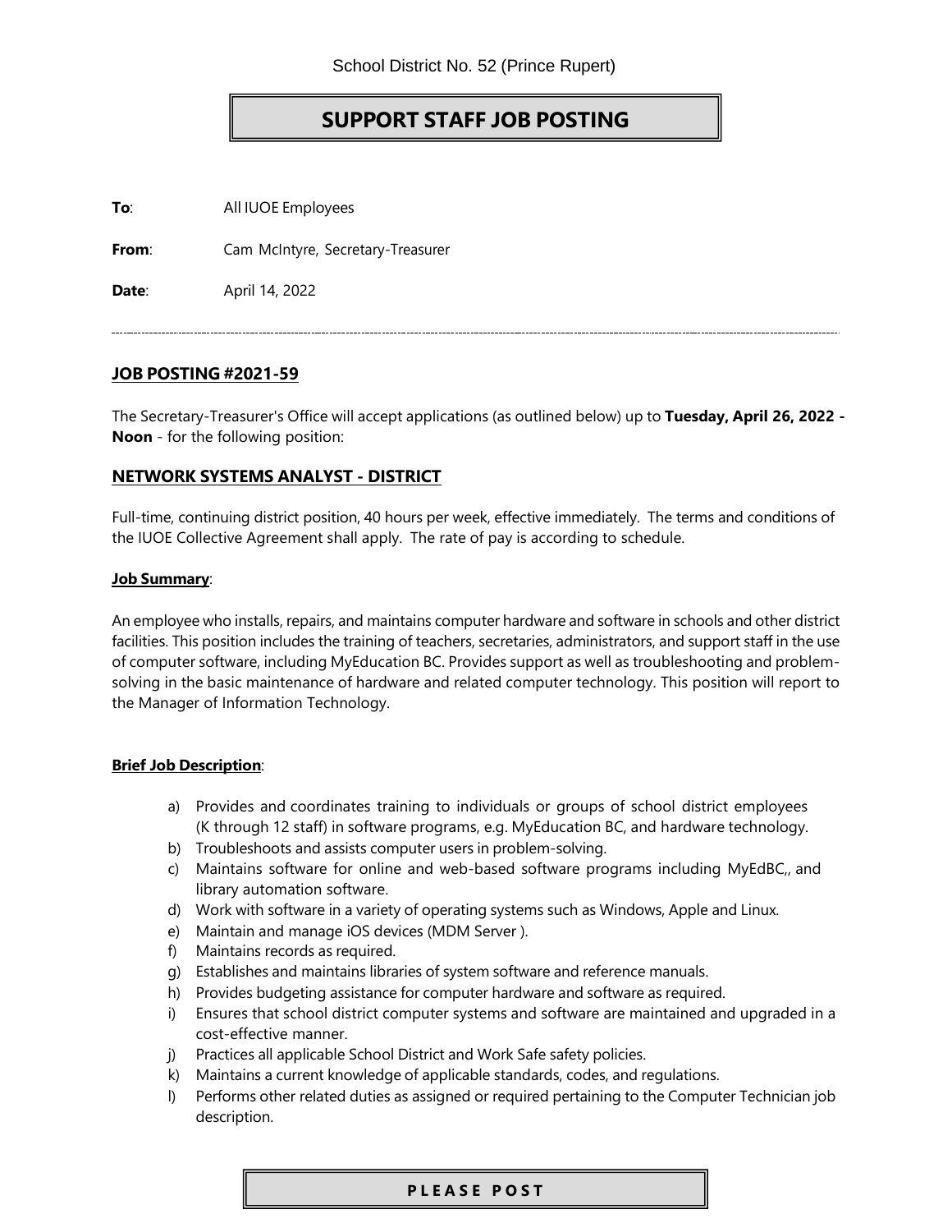School District No. 52 (Prince Rupert)

# SUPPORT STAFF JOB POSTING

**To**: All IUOE Employees

**From**: Cam McIntyre, Secretary-Treasurer

**Date**: April 14, 2022

---

## JOB POSTING #2021-59

The Secretary-Treasurer's Office will accept applications (as outlined below) up to **Tuesday, April 26, 2022 - Noon** - for the following position:

## NETWORK SYSTEMS ANALYST - DISTRICT

Full-time, continuing district position, 40 hours per week, effective immediately. The terms and conditions of the IUOE Collective Agreement shall apply. The rate of pay is according to schedule.

### Job Summary:

An employee who installs, repairs, and maintains computer hardware and software in schools and other district facilities. This position includes the training of teachers, secretaries, administrators, and support staff in the use of computer software, including MyEducation BC. Provides support as well as troubleshooting and problem-solving in the basic maintenance of hardware and related computer technology. This position will report to the Manager of Information Technology.

### Brief Job Description:

a) Provides and coordinates training to individuals or groups of school district employees (K through 12 staff) in software programs, e.g. MyEducation BC, and hardware technology.
b) Troubleshoots and assists computer users in problem-solving.
c) Maintains software for online and web-based software programs including MyEdBC,, and library automation software.
d) Work with software in a variety of operating systems such as Windows, Apple and Linux.
e) Maintain and manage iOS devices (MDM Server ).
f) Maintains records as required.
g) Establishes and maintains libraries of system software and reference manuals.
h) Provides budgeting assistance for computer hardware and software as required.
i) Ensures that school district computer systems and software are maintained and upgraded in a cost-effective manner.
j) Practices all applicable School District and Work Safe safety policies.
k) Maintains a current knowledge of applicable standards, codes, and regulations.
l) Performs other related duties as assigned or required pertaining to the Computer Technician job description.

**P L E A S E P O S T**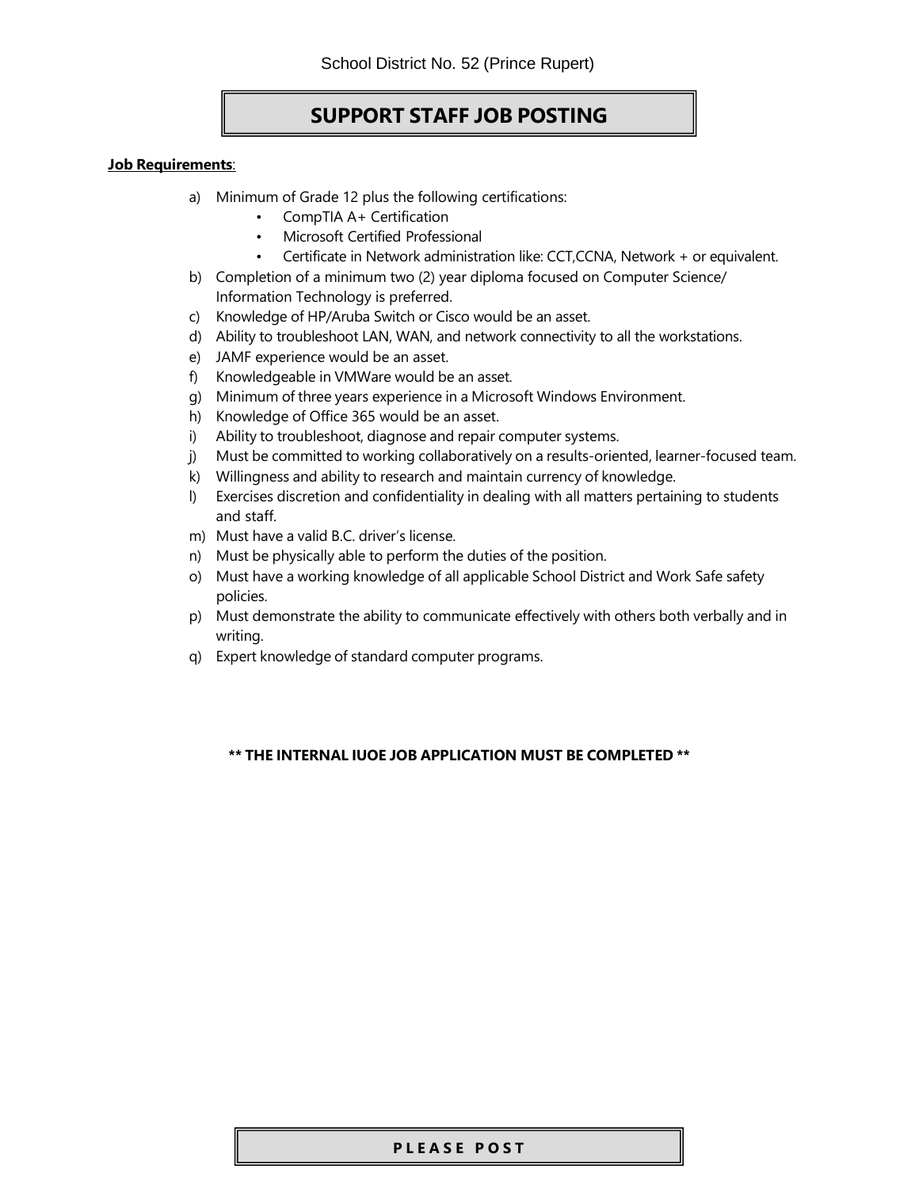School District No. 52 (Prince Rupert)

# SUPPORT STAFF JOB POSTING

**Job Requirements**:

a) Minimum of Grade 12 plus the following certifications:
   - CompTIA A+ Certification
   - Microsoft Certified Professional
   - Certificate in Network administration like: CCT,CCNA, Network + or equivalent.

b) Completion of a minimum two (2) year diploma focused on Computer Science/ Information Technology is preferred.

c) Knowledge of HP/Aruba Switch or Cisco would be an asset.

d) Ability to troubleshoot LAN, WAN, and network connectivity to all the workstations.

e) JAMF experience would be an asset.

f) Knowledgeable in VMWare would be an asset.

g) Minimum of three years experience in a Microsoft Windows Environment.

h) Knowledge of Office 365 would be an asset.

i) Ability to troubleshoot, diagnose and repair computer systems.

j) Must be committed to working collaboratively on a results-oriented, learner-focused team.

k) Willingness and ability to research and maintain currency of knowledge.

l) Exercises discretion and confidentiality in dealing with all matters pertaining to students and staff.

m) Must have a valid B.C. driver's license.

n) Must be physically able to perform the duties of the position.

o) Must have a working knowledge of all applicable School District and Work Safe safety policies.

p) Must demonstrate the ability to communicate effectively with others both verbally and in writing.

q) Expert knowledge of standard computer programs.

**\*\* THE INTERNAL IUOE JOB APPLICATION MUST BE COMPLETED \*\***

**P L E A S E  P O S T**